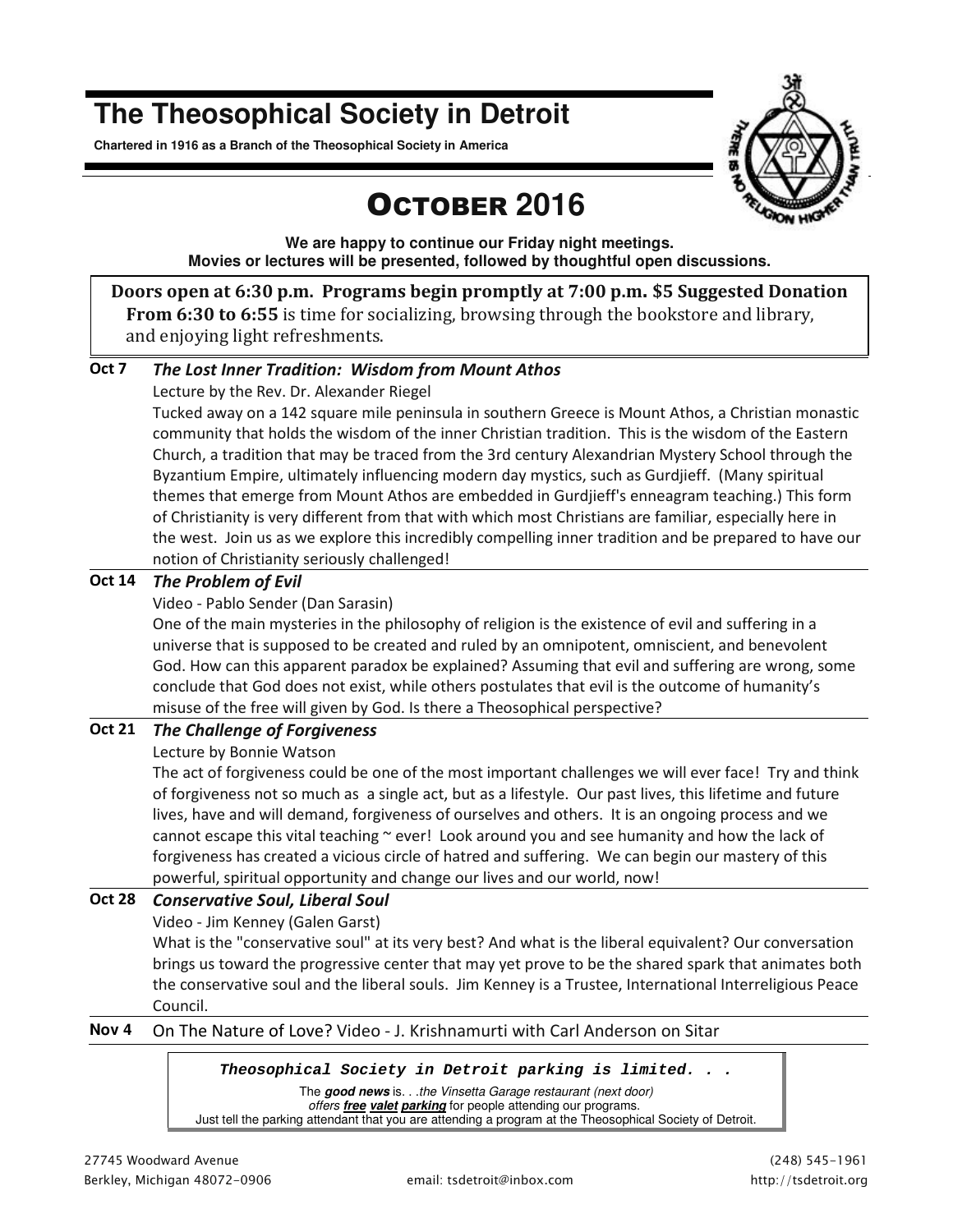# The Theosophical Society in Detroit

**Chartered in 1916 as a Branch of the Theosophical Society in America**

## OCTOBER 2016

**We are happy to continue our Friday night meetings.**
**Movies or lectures will be presented, followed by thoughtful open discussions.**

**Doors open at 6:30 p.m. Programs begin promptly at 7:00 p.m. $5 Suggested Donation**
**From 6:30 to 6:55** is time for socializing, browsing through the bookstore and library, and enjoying light refreshments.

**Oct 7** ***The Lost Inner Tradition: Wisdom from Mount Athos***
Lecture by the Rev. Dr. Alexander Riegel
Tucked away on a 142 square mile peninsula in southern Greece is Mount Athos, a Christian monastic community that holds the wisdom of the inner Christian tradition. This is the wisdom of the Eastern Church, a tradition that may be traced from the 3rd century Alexandrian Mystery School through the Byzantium Empire, ultimately influencing modern day mystics, such as Gurdjieff. (Many spiritual themes that emerge from Mount Athos are embedded in Gurdjieff's enneagram teaching.) This form of Christianity is very different from that with which most Christians are familiar, especially here in the west. Join us as we explore this incredibly compelling inner tradition and be prepared to have our notion of Christianity seriously challenged!

**Oct 14** ***The Problem of Evil***
Video - Pablo Sender (Dan Sarasin)
One of the main mysteries in the philosophy of religion is the existence of evil and suffering in a universe that is supposed to be created and ruled by an omnipotent, omniscient, and benevolent God. How can this apparent paradox be explained? Assuming that evil and suffering are wrong, some conclude that God does not exist, while others postulates that evil is the outcome of humanity's misuse of the free will given by God. Is there a Theosophical perspective?

**Oct 21** ***The Challenge of Forgiveness***
Lecture by Bonnie Watson
The act of forgiveness could be one of the most important challenges we will ever face! Try and think of forgiveness not so much as a single act, but as a lifestyle. Our past lives, this lifetime and future lives, have and will demand, forgiveness of ourselves and others. It is an ongoing process and we cannot escape this vital teaching ~ ever! Look around you and see humanity and how the lack of forgiveness has created a vicious circle of hatred and suffering. We can begin our mastery of this powerful, spiritual opportunity and change our lives and our world, now!

**Oct 28** ***Conservative Soul, Liberal Soul***
Video - Jim Kenney (Galen Garst)
What is the "conservative soul" at its very best? And what is the liberal equivalent? Our conversation brings us toward the progressive center that may yet prove to be the shared spark that animates both the conservative soul and the liberal souls. Jim Kenney is a Trustee, International Interreligious Peace Council.

**Nov 4** On The Nature of Love? Video - J. Krishnamurti with Carl Anderson on Sitar

***Theosophical Society in Detroit parking is limited. . .***

The ***good news*** is. . .*the Vinsetta Garage restaurant (next door) offers **free valet parking** for people attending our programs.*
Just tell the parking attendant that you are attending a program at the Theosophical Society of Detroit.

27745 Woodward Avenue
Berkley, Michigan 48072-0906

email: tsdetroit@inbox.com

(248) 545-1961
http://tsdetroit.org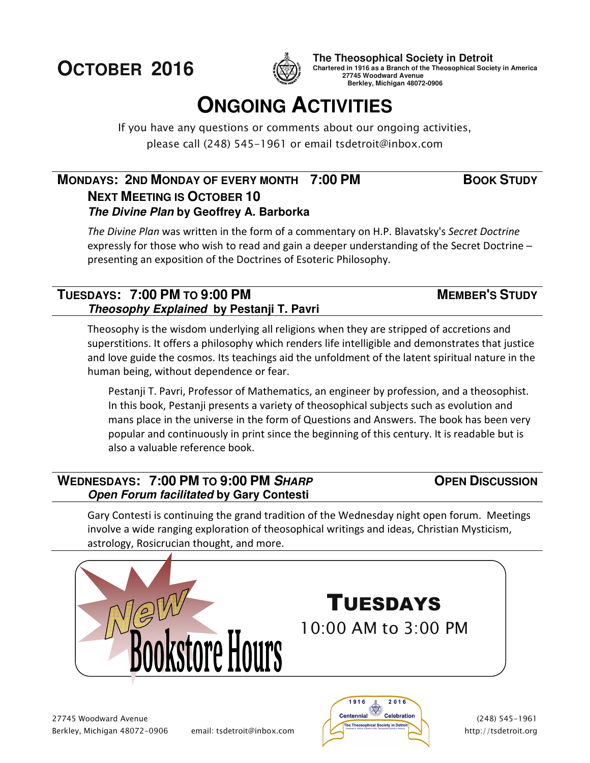# OCTOBER 2016

**The Theosophical Society in Detroit**
**Chartered in 1916 as a Branch of the Theosophical Society in America**
**27745 Woodward Avenue**
**Berkley, Michigan 48072-0906**

# ONGOING ACTIVITIES

If you have any questions or comments about our ongoing activities,
please call (248) 545-1961 or email tsdetroit@inbox.com

## MONDAYS: 2ND MONDAY OF EVERY MONTH 7:00 PM — BOOK STUDY

**NEXT MEETING IS OCTOBER 10**
***The Divine Plan* by Geoffrey A. Barborka**

*The Divine Plan* was written in the form of a commentary on H.P. Blavatsky's *Secret Doctrine* expressly for those who wish to read and gain a deeper understanding of the Secret Doctrine – presenting an exposition of the Doctrines of Esoteric Philosophy.

## TUESDAYS: 7:00 PM TO 9:00 PM — MEMBER'S STUDY

***Theosophy Explained* by Pestanji T. Pavri**

Theosophy is the wisdom underlying all religions when they are stripped of accretions and superstitions. It offers a philosophy which renders life intelligible and demonstrates that justice and love guide the cosmos. Its teachings aid the unfoldment of the latent spiritual nature in the human being, without dependence or fear.

Pestanji T. Pavri, Professor of Mathematics, an engineer by profession, and a theosophist. In this book, Pestanji presents a variety of theosophical subjects such as evolution and mans place in the universe in the form of Questions and Answers. The book has been very popular and continuously in print since the beginning of this century. It is readable but is also a valuable reference book.

## WEDNESDAYS: 7:00 PM TO 9:00 PM *SHARP* — OPEN DISCUSSION

***Open Forum facilitated* by Gary Contesti**

Gary Contesti is continuing the grand tradition of the Wednesday night open forum. Meetings involve a wide ranging exploration of theosophical writings and ideas, Christian Mysticism, astrology, Rosicrucian thought, and more.

**New Bookstore Hours**

**TUESDAYS**
10:00 AM to 3:00 PM

27745 Woodward Avenue
Berkley, Michigan 48072-0906
email: tsdetroit@inbox.com

1916 2016 Centennial Celebration — The Theosophical Society in Detroit

(248) 545-1961
http://tsdetroit.org